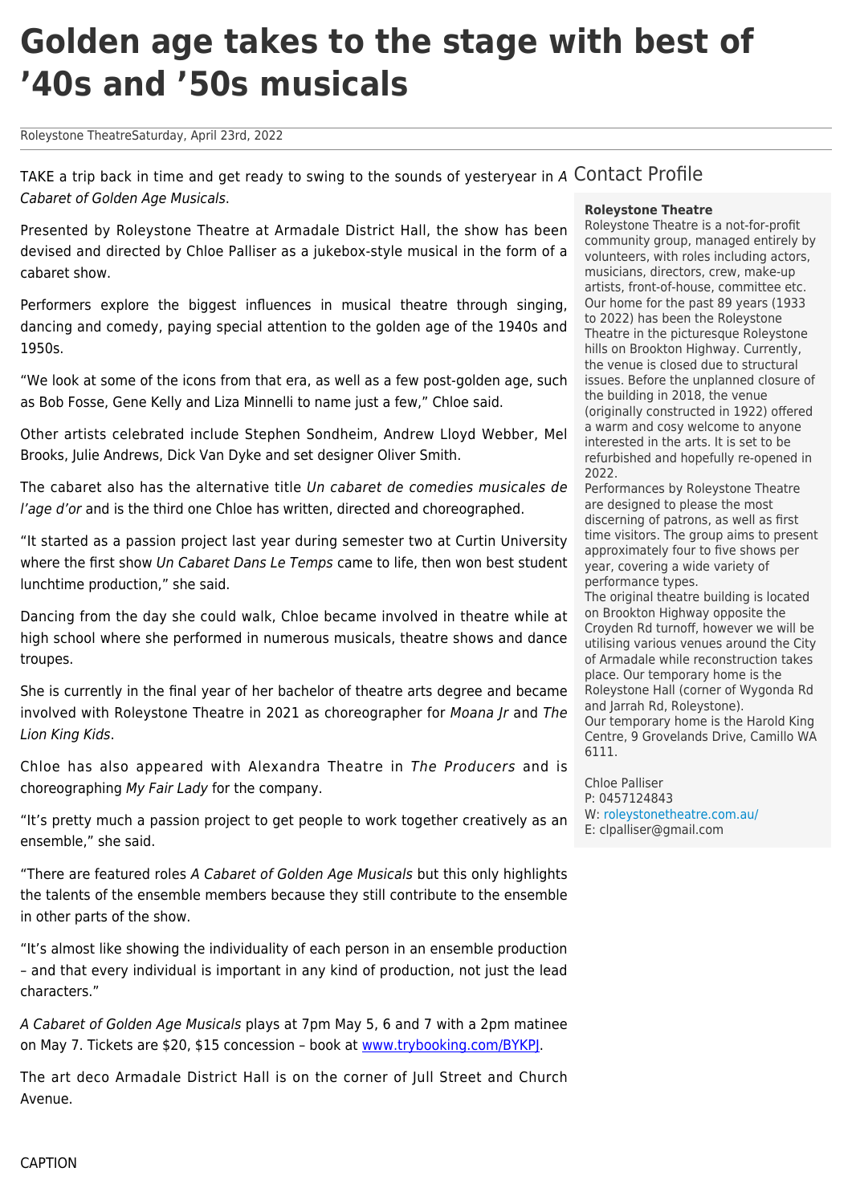# Golden age takes to the stage with best of ’40s and ’50s musicals

Roleystone TheatreSaturday, April 23rd, 2022

TAKE a trip back in time and get ready to swing to the sounds of yesteryear in *A Cabaret of Golden Age Musicals*.

Presented by Roleystone Theatre at Armadale District Hall, the show has been devised and directed by Chloe Palliser as a jukebox-style musical in the form of a cabaret show.

Performers explore the biggest influences in musical theatre through singing, dancing and comedy, paying special attention to the golden age of the 1940s and 1950s.

“We look at some of the icons from that era, as well as a few post-golden age, such as Bob Fosse, Gene Kelly and Liza Minnelli to name just a few,” Chloe said.

Other artists celebrated include Stephen Sondheim, Andrew Lloyd Webber, Mel Brooks, Julie Andrews, Dick Van Dyke and set designer Oliver Smith.

The cabaret also has the alternative title *Un cabaret de comedies musicales de l’age d’or* and is the third one Chloe has written, directed and choreographed.

“It started as a passion project last year during semester two at Curtin University where the first show *Un Cabaret Dans Le Temps* came to life, then won best student lunchtime production,” she said.

Dancing from the day she could walk, Chloe became involved in theatre while at high school where she performed in numerous musicals, theatre shows and dance troupes.

She is currently in the final year of her bachelor of theatre arts degree and became involved with Roleystone Theatre in 2021 as choreographer for *Moana Jr* and *The Lion King Kids*.

Chloe has also appeared with Alexandra Theatre in *The Producers* and is choreographing *My Fair Lady* for the company.

“It’s pretty much a passion project to get people to work together creatively as an ensemble,” she said.

“There are featured roles *A Cabaret of Golden Age Musicals* but this only highlights the talents of the ensemble members because they still contribute to the ensemble in other parts of the show.

“It’s almost like showing the individuality of each person in an ensemble production – and that every individual is important in any kind of production, not just the lead characters.”

*A Cabaret of Golden Age Musicals* plays at 7pm May 5, 6 and 7 with a 2pm matinee on May 7. Tickets are $20, $15 concession – book at [www.trybooking.com/BYKPJ](http://www.trybooking.com/BYKPJ).

The art deco Armadale District Hall is on the corner of Jull Street and Church Avenue.

CAPTION

## Contact Profile

**Roleystone Theatre**

Roleystone Theatre is a not-for-profit community group, managed entirely by volunteers, with roles including actors, musicians, directors, crew, make-up artists, front-of-house, committee etc. Our home for the past 89 years (1933 to 2022) has been the Roleystone Theatre in the picturesque Roleystone hills on Brookton Highway. Currently, the venue is closed due to structural issues. Before the unplanned closure of the building in 2018, the venue (originally constructed in 1922) offered a warm and cosy welcome to anyone interested in the arts. It is set to be refurbished and hopefully re-opened in 2022.

Performances by Roleystone Theatre are designed to please the most discerning of patrons, as well as first time visitors. The group aims to present approximately four to five shows per year, covering a wide variety of performance types.

The original theatre building is located on Brookton Highway opposite the Croyden Rd turnoff, however we will be utilising various venues around the City of Armadale while reconstruction takes place. Our temporary home is the Roleystone Hall (corner of Wygonda Rd and Jarrah Rd, Roleystone).

Our temporary home is the Harold King Centre, 9 Grovelands Drive, Camillo WA 6111.

Chloe Palliser
P: 0457124843
W: [roleystonetheatre.com.au/](http://roleystonetheatre.com.au/)
E: clpalliser@gmail.com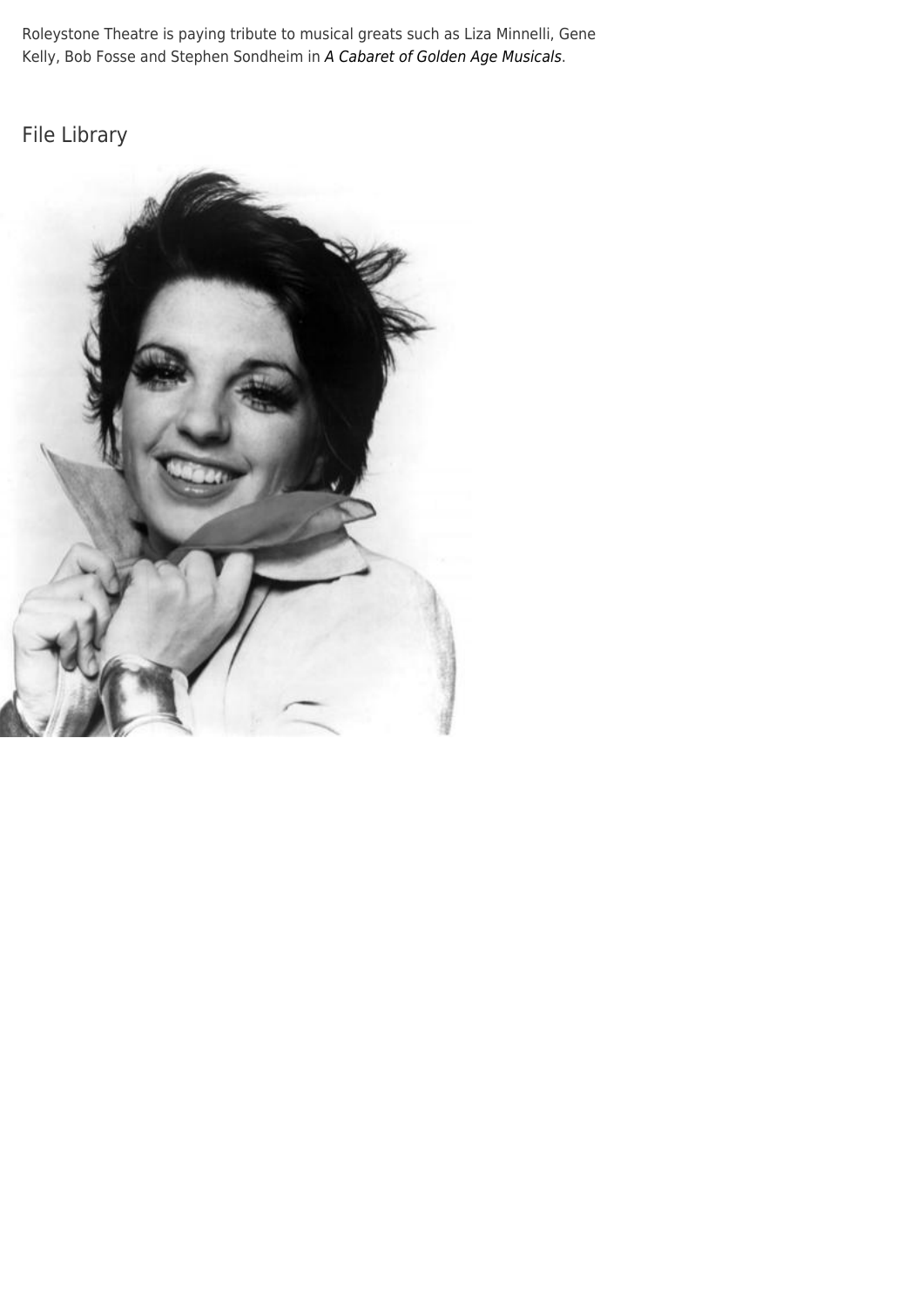Roleystone Theatre is paying tribute to musical greats such as Liza Minnelli, Gene Kelly, Bob Fosse and Stephen Sondheim in *A Cabaret of Golden Age Musicals*.

## File Library